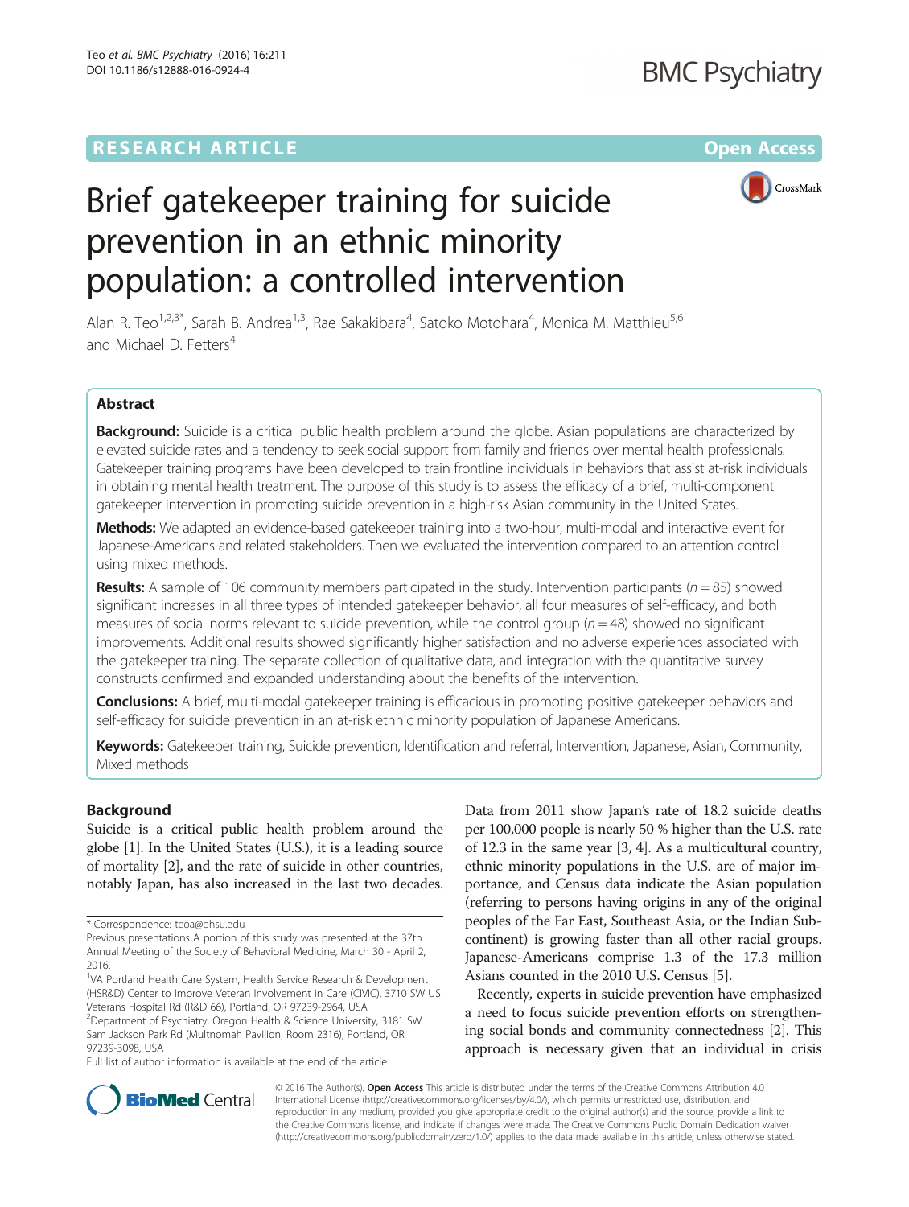# Brief gatekeeper training for suicide prevention in an ethnic minority population: a controlled intervention

Alan R. Teo[1,2,3*], Sarah B. Andrea[1,3], Rae Sakakibara[4], Satoko Motohara[4], Monica M. Matthieu[5,6] and Michael D. Fetters[4]

## Abstract

**Background:** Suicide is a critical public health problem around the globe. Asian populations are characterized by elevated suicide rates and a tendency to seek social support from family and friends over mental health professionals. Gatekeeper training programs have been developed to train frontline individuals in behaviors that assist at-risk individuals in obtaining mental health treatment. The purpose of this study is to assess the efficacy of a brief, multi-component gatekeeper intervention in promoting suicide prevention in a high-risk Asian community in the United States.

**Methods:** We adapted an evidence-based gatekeeper training into a two-hour, multi-modal and interactive event for Japanese-Americans and related stakeholders. Then we evaluated the intervention compared to an attention control using mixed methods.

**Results:** A sample of 106 community members participated in the study. Intervention participants ($n = 85$) showed significant increases in all three types of intended gatekeeper behavior, all four measures of self-efficacy, and both measures of social norms relevant to suicide prevention, while the control group ($n = 48$) showed no significant improvements. Additional results showed significantly higher satisfaction and no adverse experiences associated with the gatekeeper training. The separate collection of qualitative data, and integration with the quantitative survey constructs confirmed and expanded understanding about the benefits of the intervention.

**Conclusions:** A brief, multi-modal gatekeeper training is efficacious in promoting positive gatekeeper behaviors and self-efficacy for suicide prevention in an at-risk ethnic minority population of Japanese Americans.

**Keywords:** Gatekeeper training, Suicide prevention, Identification and referral, Intervention, Japanese, Asian, Community, Mixed methods

## Background

Suicide is a critical public health problem around the globe [1]. In the United States (U.S.), it is a leading source of mortality [2], and the rate of suicide in other countries, notably Japan, has also increased in the last two decades. Data from 2011 show Japan's rate of 18.2 suicide deaths per 100,000 people is nearly 50 % higher than the U.S. rate of 12.3 in the same year [3, 4]. As a multicultural country, ethnic minority populations in the U.S. are of major importance, and Census data indicate the Asian population (referring to persons having origins in any of the original peoples of the Far East, Southeast Asia, or the Indian Subcontinent) is growing faster than all other racial groups. Japanese-Americans comprise 1.3 of the 17.3 million Asians counted in the 2010 U.S. Census [5].

Recently, experts in suicide prevention have emphasized a need to focus suicide prevention efforts on strengthening social bonds and community connectedness [2]. This approach is necessary given that an individual in crisis

\* Correspondence: teoa@ohsu.edu

Previous presentations A portion of this study was presented at the 37th Annual Meeting of the Society of Behavioral Medicine, March 30 - April 2, 2016.

[1]VA Portland Health Care System, Health Service Research & Development (HSR&D) Center to Improve Veteran Involvement in Care (CIVIC), 3710 SW US Veterans Hospital Rd (R&D 66), Portland, OR 97239-2964, USA

[2]Department of Psychiatry, Oregon Health & Science University, 3181 SW Sam Jackson Park Rd (Multnomah Pavilion, Room 2316), Portland, OR 97239-3098, USA

Full list of author information is available at the end of the article

© 2016 The Author(s). **Open Access** This article is distributed under the terms of the Creative Commons Attribution 4.0 International License (http://creativecommons.org/licenses/by/4.0/), which permits unrestricted use, distribution, and reproduction in any medium, provided you give appropriate credit to the original author(s) and the source, provide a link to the Creative Commons license, and indicate if changes were made. The Creative Commons Public Domain Dedication waiver (http://creativecommons.org/publicdomain/zero/1.0/) applies to the data made available in this article, unless otherwise stated.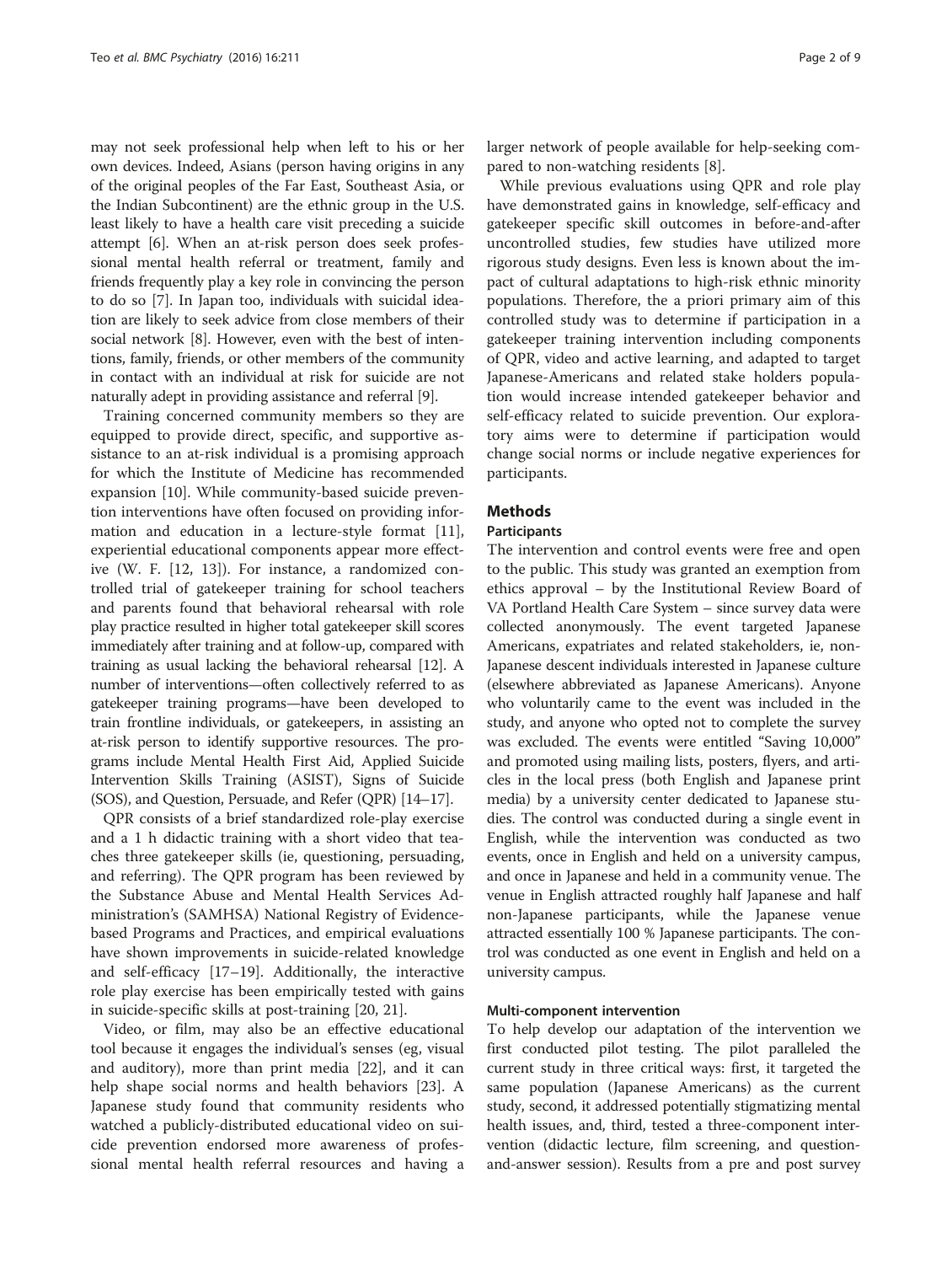may not seek professional help when left to his or her own devices. Indeed, Asians (person having origins in any of the original peoples of the Far East, Southeast Asia, or the Indian Subcontinent) are the ethnic group in the U.S. least likely to have a health care visit preceding a suicide attempt [6]. When an at-risk person does seek professional mental health referral or treatment, family and friends frequently play a key role in convincing the person to do so [7]. In Japan too, individuals with suicidal ideation are likely to seek advice from close members of their social network [8]. However, even with the best of intentions, family, friends, or other members of the community in contact with an individual at risk for suicide are not naturally adept in providing assistance and referral [9].

Training concerned community members so they are equipped to provide direct, specific, and supportive assistance to an at-risk individual is a promising approach for which the Institute of Medicine has recommended expansion [10]. While community-based suicide prevention interventions have often focused on providing information and education in a lecture-style format [11], experiential educational components appear more effective (W. F. [12, 13]). For instance, a randomized controlled trial of gatekeeper training for school teachers and parents found that behavioral rehearsal with role play practice resulted in higher total gatekeeper skill scores immediately after training and at follow-up, compared with training as usual lacking the behavioral rehearsal [12]. A number of interventions—often collectively referred to as gatekeeper training programs—have been developed to train frontline individuals, or gatekeepers, in assisting an at-risk person to identify supportive resources. The programs include Mental Health First Aid, Applied Suicide Intervention Skills Training (ASIST), Signs of Suicide (SOS), and Question, Persuade, and Refer (QPR) [14–17].

QPR consists of a brief standardized role-play exercise and a 1 h didactic training with a short video that teaches three gatekeeper skills (ie, questioning, persuading, and referring). The QPR program has been reviewed by the Substance Abuse and Mental Health Services Administration's (SAMHSA) National Registry of Evidence-based Programs and Practices, and empirical evaluations have shown improvements in suicide-related knowledge and self-efficacy [17–19]. Additionally, the interactive role play exercise has been empirically tested with gains in suicide-specific skills at post-training [20, 21].

Video, or film, may also be an effective educational tool because it engages the individual's senses (eg, visual and auditory), more than print media [22], and it can help shape social norms and health behaviors [23]. A Japanese study found that community residents who watched a publicly-distributed educational video on suicide prevention endorsed more awareness of professional mental health referral resources and having a larger network of people available for help-seeking compared to non-watching residents [8].

While previous evaluations using QPR and role play have demonstrated gains in knowledge, self-efficacy and gatekeeper specific skill outcomes in before-and-after uncontrolled studies, few studies have utilized more rigorous study designs. Even less is known about the impact of cultural adaptations to high-risk ethnic minority populations. Therefore, the a priori primary aim of this controlled study was to determine if participation in a gatekeeper training intervention including components of QPR, video and active learning, and adapted to target Japanese-Americans and related stake holders population would increase intended gatekeeper behavior and self-efficacy related to suicide prevention. Our exploratory aims were to determine if participation would change social norms or include negative experiences for participants.

## Methods

### Participants

The intervention and control events were free and open to the public. This study was granted an exemption from ethics approval – by the Institutional Review Board of VA Portland Health Care System – since survey data were collected anonymously. The event targeted Japanese Americans, expatriates and related stakeholders, ie, non-Japanese descent individuals interested in Japanese culture (elsewhere abbreviated as Japanese Americans). Anyone who voluntarily came to the event was included in the study, and anyone who opted not to complete the survey was excluded. The events were entitled "Saving 10,000" and promoted using mailing lists, posters, flyers, and articles in the local press (both English and Japanese print media) by a university center dedicated to Japanese studies. The control was conducted during a single event in English, while the intervention was conducted as two events, once in English and held on a university campus, and once in Japanese and held in a community venue. The venue in English attracted roughly half Japanese and half non-Japanese participants, while the Japanese venue attracted essentially 100 % Japanese participants. The control was conducted as one event in English and held on a university campus.

### Multi-component intervention

To help develop our adaptation of the intervention we first conducted pilot testing. The pilot paralleled the current study in three critical ways: first, it targeted the same population (Japanese Americans) as the current study, second, it addressed potentially stigmatizing mental health issues, and, third, tested a three-component intervention (didactic lecture, film screening, and question-and-answer session). Results from a pre and post survey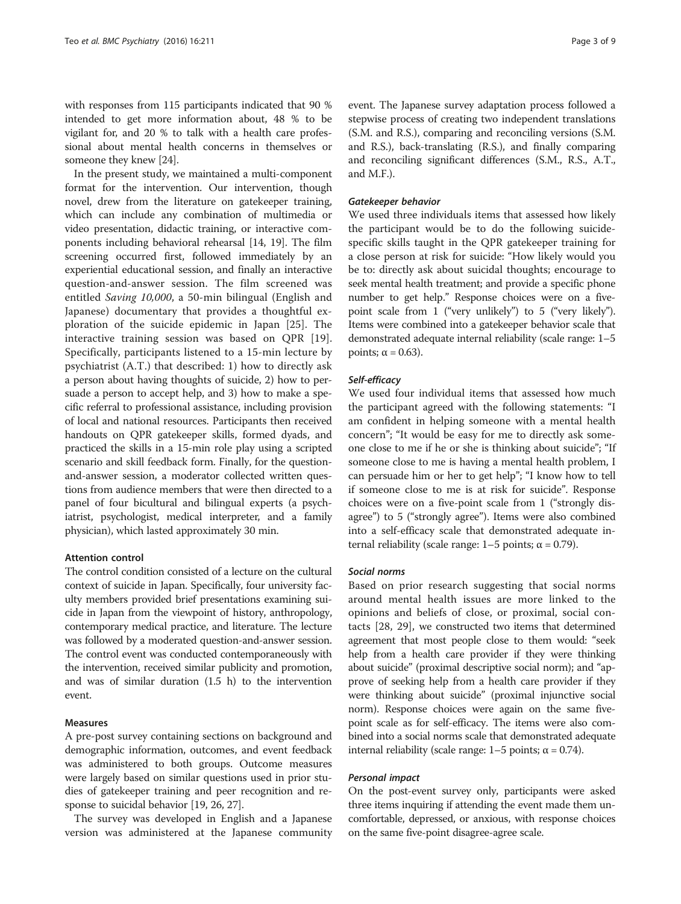with responses from 115 participants indicated that 90 % intended to get more information about, 48 % to be vigilant for, and 20 % to talk with a health care professional about mental health concerns in themselves or someone they knew [24].

In the present study, we maintained a multi-component format for the intervention. Our intervention, though novel, drew from the literature on gatekeeper training, which can include any combination of multimedia or video presentation, didactic training, or interactive components including behavioral rehearsal [14, 19]. The film screening occurred first, followed immediately by an experiential educational session, and finally an interactive question-and-answer session. The film screened was entitled *Saving 10,000*, a 50-min bilingual (English and Japanese) documentary that provides a thoughtful exploration of the suicide epidemic in Japan [25]. The interactive training session was based on QPR [19]. Specifically, participants listened to a 15-min lecture by psychiatrist (A.T.) that described: 1) how to directly ask a person about having thoughts of suicide, 2) how to persuade a person to accept help, and 3) how to make a specific referral to professional assistance, including provision of local and national resources. Participants then received handouts on QPR gatekeeper skills, formed dyads, and practiced the skills in a 15-min role play using a scripted scenario and skill feedback form. Finally, for the question-and-answer session, a moderator collected written questions from audience members that were then directed to a panel of four bicultural and bilingual experts (a psychiatrist, psychologist, medical interpreter, and a family physician), which lasted approximately 30 min.

### Attention control

The control condition consisted of a lecture on the cultural context of suicide in Japan. Specifically, four university faculty members provided brief presentations examining suicide in Japan from the viewpoint of history, anthropology, contemporary medical practice, and literature. The lecture was followed by a moderated question-and-answer session. The control event was conducted contemporaneously with the intervention, received similar publicity and promotion, and was of similar duration (1.5 h) to the intervention event.

### Measures

A pre-post survey containing sections on background and demographic information, outcomes, and event feedback was administered to both groups. Outcome measures were largely based on similar questions used in prior studies of gatekeeper training and peer recognition and response to suicidal behavior [19, 26, 27].

The survey was developed in English and a Japanese version was administered at the Japanese community event. The Japanese survey adaptation process followed a stepwise process of creating two independent translations (S.M. and R.S.), comparing and reconciling versions (S.M. and R.S.), back-translating (R.S.), and finally comparing and reconciling significant differences (S.M., R.S., A.T., and M.F.).

#### Gatekeeper behavior

We used three individuals items that assessed how likely the participant would be to do the following suicide-specific skills taught in the QPR gatekeeper training for a close person at risk for suicide: "How likely would you be to: directly ask about suicidal thoughts; encourage to seek mental health treatment; and provide a specific phone number to get help." Response choices were on a five-point scale from 1 ("very unlikely") to 5 ("very likely"). Items were combined into a gatekeeper behavior scale that demonstrated adequate internal reliability (scale range: 1–5 points; $\alpha = 0.63$).

#### Self-efficacy

We used four individual items that assessed how much the participant agreed with the following statements: "I am confident in helping someone with a mental health concern"; "It would be easy for me to directly ask someone close to me if he or she is thinking about suicide"; "If someone close to me is having a mental health problem, I can persuade him or her to get help"; "I know how to tell if someone close to me is at risk for suicide". Response choices were on a five-point scale from 1 ("strongly disagree") to 5 ("strongly agree"). Items were also combined into a self-efficacy scale that demonstrated adequate internal reliability (scale range: 1–5 points; $\alpha = 0.79$).

#### Social norms

Based on prior research suggesting that social norms around mental health issues are more linked to the opinions and beliefs of close, or proximal, social contacts [28, 29], we constructed two items that determined agreement that most people close to them would: "seek help from a health care provider if they were thinking about suicide" (proximal descriptive social norm); and "approve of seeking help from a health care provider if they were thinking about suicide" (proximal injunctive social norm). Response choices were again on the same five-point scale as for self-efficacy. The items were also combined into a social norms scale that demonstrated adequate internal reliability (scale range: 1–5 points; $\alpha = 0.74$).

#### Personal impact

On the post-event survey only, participants were asked three items inquiring if attending the event made them uncomfortable, depressed, or anxious, with response choices on the same five-point disagree-agree scale.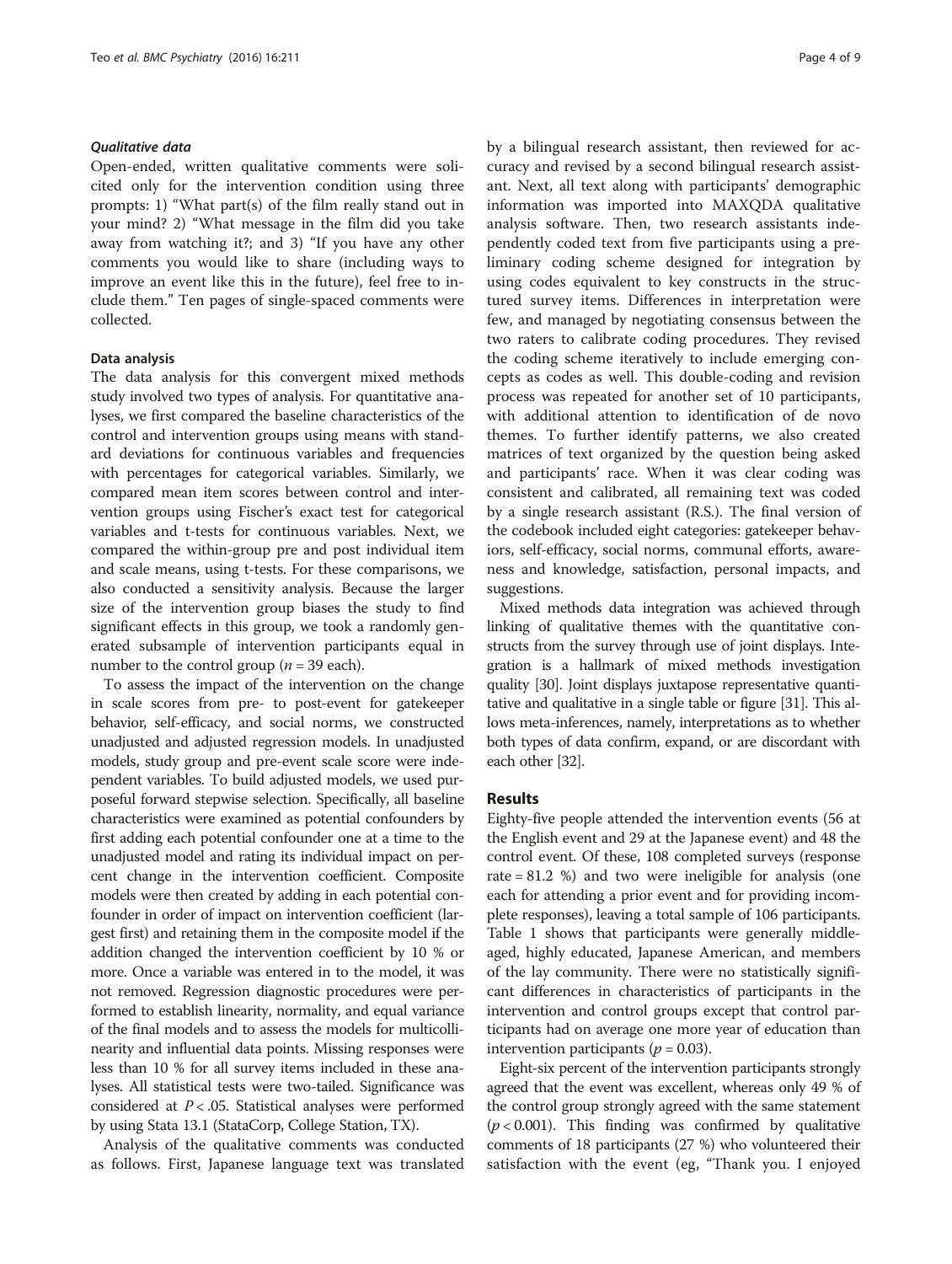#### *Qualitative data*

Open-ended, written qualitative comments were solicited only for the intervention condition using three prompts: 1) "What part(s) of the film really stand out in your mind? 2) "What message in the film did you take away from watching it?; and 3) "If you have any other comments you would like to share (including ways to improve an event like this in the future), feel free to include them." Ten pages of single-spaced comments were collected.

### Data analysis

The data analysis for this convergent mixed methods study involved two types of analysis. For quantitative analyses, we first compared the baseline characteristics of the control and intervention groups using means with standard deviations for continuous variables and frequencies with percentages for categorical variables. Similarly, we compared mean item scores between control and intervention groups using Fischer's exact test for categorical variables and t-tests for continuous variables. Next, we compared the within-group pre and post individual item and scale means, using t-tests. For these comparisons, we also conducted a sensitivity analysis. Because the larger size of the intervention group biases the study to find significant effects in this group, we took a randomly generated subsample of intervention participants equal in number to the control group ($n = 39$ each).

To assess the impact of the intervention on the change in scale scores from pre- to post-event for gatekeeper behavior, self-efficacy, and social norms, we constructed unadjusted and adjusted regression models. In unadjusted models, study group and pre-event scale score were independent variables. To build adjusted models, we used purposeful forward stepwise selection. Specifically, all baseline characteristics were examined as potential confounders by first adding each potential confounder one at a time to the unadjusted model and rating its individual impact on percent change in the intervention coefficient. Composite models were then created by adding in each potential confounder in order of impact on intervention coefficient (largest first) and retaining them in the composite model if the addition changed the intervention coefficient by 10 % or more. Once a variable was entered in to the model, it was not removed. Regression diagnostic procedures were performed to establish linearity, normality, and equal variance of the final models and to assess the models for multicollinearity and influential data points. Missing responses were less than 10 % for all survey items included in these analyses. All statistical tests were two-tailed. Significance was considered at $P < .05$. Statistical analyses were performed by using Stata 13.1 (StataCorp, College Station, TX).

Analysis of the qualitative comments was conducted as follows. First, Japanese language text was translated by a bilingual research assistant, then reviewed for accuracy and revised by a second bilingual research assistant. Next, all text along with participants' demographic information was imported into MAXQDA qualitative analysis software. Then, two research assistants independently coded text from five participants using a preliminary coding scheme designed for integration by using codes equivalent to key constructs in the structured survey items. Differences in interpretation were few, and managed by negotiating consensus between the two raters to calibrate coding procedures. They revised the coding scheme iteratively to include emerging concepts as codes as well. This double-coding and revision process was repeated for another set of 10 participants, with additional attention to identification of de novo themes. To further identify patterns, we also created matrices of text organized by the question being asked and participants' race. When it was clear coding was consistent and calibrated, all remaining text was coded by a single research assistant (R.S.). The final version of the codebook included eight categories: gatekeeper behaviors, self-efficacy, social norms, communal efforts, awareness and knowledge, satisfaction, personal impacts, and suggestions.

Mixed methods data integration was achieved through linking of qualitative themes with the quantitative constructs from the survey through use of joint displays. Integration is a hallmark of mixed methods investigation quality [30]. Joint displays juxtapose representative quantitative and qualitative in a single table or figure [31]. This allows meta-inferences, namely, interpretations as to whether both types of data confirm, expand, or are discordant with each other [32].

## Results

Eighty-five people attended the intervention events (56 at the English event and 29 at the Japanese event) and 48 the control event. Of these, 108 completed surveys (response rate = 81.2 %) and two were ineligible for analysis (one each for attending a prior event and for providing incomplete responses), leaving a total sample of 106 participants. Table 1 shows that participants were generally middle-aged, highly educated, Japanese American, and members of the lay community. There were no statistically significant differences in characteristics of participants in the intervention and control groups except that control participants had on average one more year of education than intervention participants ($p = 0.03$).

Eight-six percent of the intervention participants strongly agreed that the event was excellent, whereas only 49 % of the control group strongly agreed with the same statement ($p < 0.001$). This finding was confirmed by qualitative comments of 18 participants (27 %) who volunteered their satisfaction with the event (eg, "Thank you. I enjoyed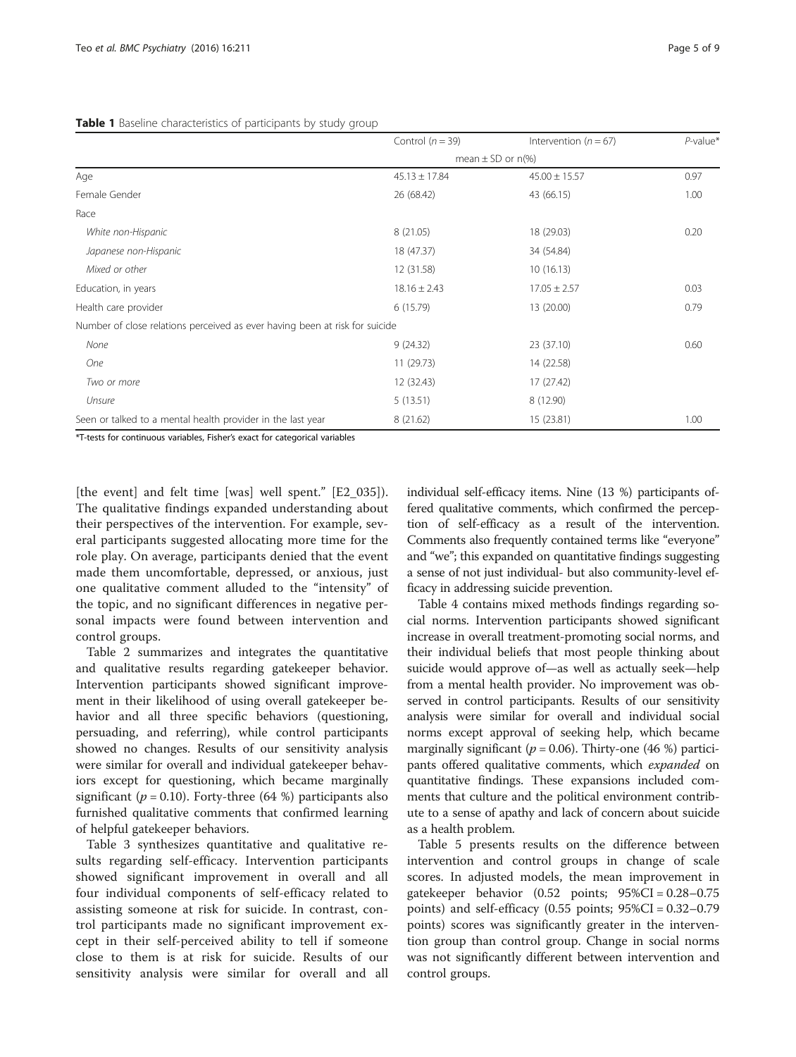**Table 1** Baseline characteristics of participants by study group

| | Control ($n = 39$) | Intervention ($n = 67$) | *P*-value* |
|---|---|---|---|
| | mean ± SD or n(%) | | |
| Age | 45.13 ± 17.84 | 45.00 ± 15.57 | 0.97 |
| Female Gender | 26 (68.42) | 43 (66.15) | 1.00 |
| Race | | | |
| *White non-Hispanic* | 8 (21.05) | 18 (29.03) | 0.20 |
| *Japanese non-Hispanic* | 18 (47.37) | 34 (54.84) | |
| *Mixed or other* | 12 (31.58) | 10 (16.13) | |
| Education, in years | 18.16 ± 2.43 | 17.05 ± 2.57 | 0.03 |
| Health care provider | 6 (15.79) | 13 (20.00) | 0.79 |
| Number of close relations perceived as ever having been at risk for suicide | | | |
| *None* | 9 (24.32) | 23 (37.10) | 0.60 |
| *One* | 11 (29.73) | 14 (22.58) | |
| *Two or more* | 12 (32.43) | 17 (27.42) | |
| *Unsure* | 5 (13.51) | 8 (12.90) | |
| Seen or talked to a mental health provider in the last year | 8 (21.62) | 15 (23.81) | 1.00 |

*T-tests for continuous variables, Fisher's exact for categorical variables

[the event] and felt time [was] well spent." [E2_035]). The qualitative findings expanded understanding about their perspectives of the intervention. For example, several participants suggested allocating more time for the role play. On average, participants denied that the event made them uncomfortable, depressed, or anxious, just one qualitative comment alluded to the "intensity" of the topic, and no significant differences in negative personal impacts were found between intervention and control groups.

Table 2 summarizes and integrates the quantitative and qualitative results regarding gatekeeper behavior. Intervention participants showed significant improvement in their likelihood of using overall gatekeeper behavior and all three specific behaviors (questioning, persuading, and referring), while control participants showed no changes. Results of our sensitivity analysis were similar for overall and individual gatekeeper behaviors except for questioning, which became marginally significant ($p = 0.10$). Forty-three (64 %) participants also furnished qualitative comments that confirmed learning of helpful gatekeeper behaviors.

Table 3 synthesizes quantitative and qualitative results regarding self-efficacy. Intervention participants showed significant improvement in overall and all four individual components of self-efficacy related to assisting someone at risk for suicide. In contrast, control participants made no significant improvement except in their self-perceived ability to tell if someone close to them is at risk for suicide. Results of our sensitivity analysis were similar for overall and all individual self-efficacy items. Nine (13 %) participants offered qualitative comments, which confirmed the perception of self-efficacy as a result of the intervention. Comments also frequently contained terms like "everyone" and "we"; this expanded on quantitative findings suggesting a sense of not just individual- but also community-level efficacy in addressing suicide prevention.

Table 4 contains mixed methods findings regarding social norms. Intervention participants showed significant increase in overall treatment-promoting social norms, and their individual beliefs that most people thinking about suicide would approve of—as well as actually seek—help from a mental health provider. No improvement was observed in control participants. Results of our sensitivity analysis were similar for overall and individual social norms except approval of seeking help, which became marginally significant ($p = 0.06$). Thirty-one (46 %) participants offered qualitative comments, which *expanded* on quantitative findings. These expansions included comments that culture and the political environment contribute to a sense of apathy and lack of concern about suicide as a health problem.

Table 5 presents results on the difference between intervention and control groups in change of scale scores. In adjusted models, the mean improvement in gatekeeper behavior (0.52 points; 95%CI = 0.28–0.75 points) and self-efficacy (0.55 points; 95%CI = 0.32–0.79 points) scores was significantly greater in the intervention group than control group. Change in social norms was not significantly different between intervention and control groups.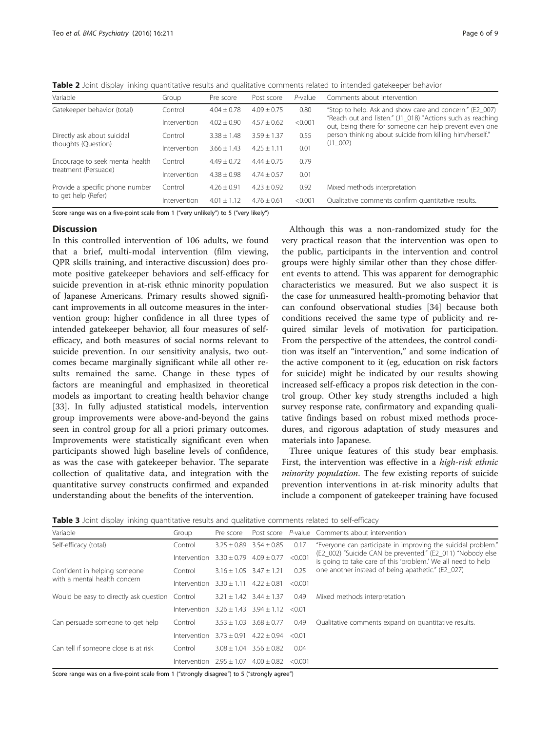**Table 2** Joint display linking quantitative results and qualitative comments related to intended gatekeeper behavior

| Variable | Group | Pre score | Post score | *P*-value | Comments about intervention |
|---|---|---|---|---|---|
| Gatekeeper behavior (total) | Control | 4.04 ± 0.78 | 4.09 ± 0.75 | 0.80 | "Stop to help. Ask and show care and concern." (E2_007) "Reach out and listen." (J1_018) "Actions such as reaching out, being there for someone can help prevent even one person thinking about suicide from killing him/herself." (J1_002) |
| | Intervention | 4.02 ± 0.90 | 4.57 ± 0.62 | <0.001 | |
| Directly ask about suicidal thoughts (Question) | Control | 3.38 ± 1.48 | 3.59 ± 1.37 | 0.55 | |
| | Intervention | 3.66 ± 1.43 | 4.25 ± 1.11 | 0.01 | |
| Encourage to seek mental health treatment (Persuade) | Control | 4.49 ± 0.72 | 4.44 ± 0.75 | 0.79 | |
| | Intervention | 4.38 ± 0.98 | 4.74 ± 0.57 | 0.01 | |
| Provide a specific phone number to get help (Refer) | Control | 4.26 ± 0.91 | 4.23 ± 0.92 | 0.92 | Mixed methods interpretation |
| | Intervention | 4.01 ± 1.12 | 4.76 ± 0.61 | <0.001 | Qualitative comments confirm quantitative results. |

Score range was on a five-point scale from 1 ("very unlikely") to 5 ("very likely")

## Discussion

In this controlled intervention of 106 adults, we found that a brief, multi-modal intervention (film viewing, QPR skills training, and interactive discussion) does promote positive gatekeeper behaviors and self-efficacy for suicide prevention in at-risk ethnic minority population of Japanese Americans. Primary results showed significant improvements in all outcome measures in the intervention group: higher confidence in all three types of intended gatekeeper behavior, all four measures of self-efficacy, and both measures of social norms relevant to suicide prevention. In our sensitivity analysis, two outcomes became marginally significant while all other results remained the same. Change in these types of factors are meaningful and emphasized in theoretical models as important to creating health behavior change [33]. In fully adjusted statistical models, intervention group improvements were above-and-beyond the gains seen in control group for all a priori primary outcomes. Improvements were statistically significant even when participants showed high baseline levels of confidence, as was the case with gatekeeper behavior. The separate collection of qualitative data, and integration with the quantitative survey constructs confirmed and expanded understanding about the benefits of the intervention.

Although this was a non-randomized study for the very practical reason that the intervention was open to the public, participants in the intervention and control groups were highly similar other than they chose different events to attend. This was apparent for demographic characteristics we measured. But we also suspect it is the case for unmeasured health-promoting behavior that can confound observational studies [34] because both conditions received the same type of publicity and required similar levels of motivation for participation. From the perspective of the attendees, the control condition was itself an "intervention," and some indication of the active component to it (eg, education on risk factors for suicide) might be indicated by our results showing increased self-efficacy a propos risk detection in the control group. Other key study strengths included a high survey response rate, confirmatory and expanding qualitative findings based on robust mixed methods procedures, and rigorous adaptation of study measures and materials into Japanese.

Three unique features of this study bear emphasis. First, the intervention was effective in a *high-risk ethnic minority population*. The few existing reports of suicide prevention interventions in at-risk minority adults that include a component of gatekeeper training have focused

**Table 3** Joint display linking quantitative results and qualitative comments related to self-efficacy

| Variable | Group | Pre score | Post score | *P*-value | Comments about intervention |
|---|---|---|---|---|---|
| Self-efficacy (total) | Control | 3.25 ± 0.89 | 3.54 ± 0.85 | 0.17 | "Everyone can participate in improving the suicidal problem." (E2_002) "Suicide CAN be prevented." (E2_011) "Nobody else is going to take care of this 'problem.' We all need to help one another instead of being apathetic." (E2_027) |
| | Intervention | 3.30 ± 0.79 | 4.09 ± 0.77 | <0.001 | |
| Confident in helping someone with a mental health concern | Control | 3.16 ± 1.05 | 3.47 ± 1.21 | 0.25 | |
| | Intervention | 3.30 ± 1.11 | 4.22 ± 0.81 | <0.001 | |
| Would be easy to directly ask question | Control | 3.21 ± 1.42 | 3.44 ± 1.37 | 0.49 | Mixed methods interpretation |
| | Intervention | 3.26 ± 1.43 | 3.94 ± 1.12 | <0.01 | |
| Can persuade someone to get help | Control | 3.53 ± 1.03 | 3.68 ± 0.77 | 0.49 | Qualitative comments expand on quantitative results. |
| | Intervention | 3.73 ± 0.91 | 4.22 ± 0.94 | <0.01 | |
| Can tell if someone close is at risk | Control | 3.08 ± 1.04 | 3.56 ± 0.82 | 0.04 | |
| | Intervention | 2.95 ± 1.07 | 4.00 ± 0.82 | <0.001 | |

Score range was on a five-point scale from 1 ("strongly disagree") to 5 ("strongly agree")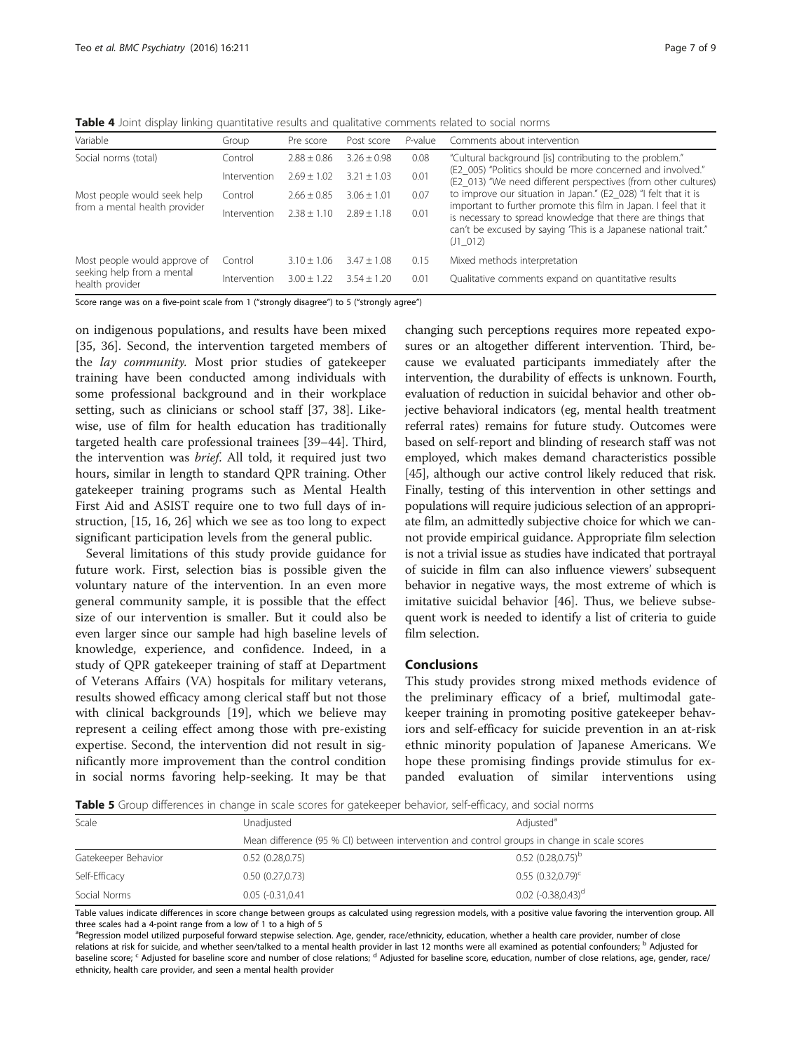**Table 4** Joint display linking quantitative results and qualitative comments related to social norms

| Variable | Group | Pre score | Post score | *P*-value | Comments about intervention |
|---|---|---|---|---|---|
| Social norms (total) | Control | 2.88 ± 0.86 | 3.26 ± 0.98 | 0.08 | "Cultural background [is] contributing to the problem." (E2_005) "Politics should be more concerned and involved." (E2_013) "We need different perspectives (from other cultures) to improve our situation in Japan." (E2_028) "I felt that it is important to further promote this film in Japan. I feel that it is necessary to spread knowledge that there are things that can't be excused by saying 'This is a Japanese national trait.'" (J1_012) |
| | Intervention | 2.69 ± 1.02 | 3.21 ± 1.03 | 0.01 | |
| Most people would seek help from a mental health provider | Control | 2.66 ± 0.85 | 3.06 ± 1.01 | 0.07 | |
| | Intervention | 2.38 ± 1.10 | 2.89 ± 1.18 | 0.01 | |
| Most people would approve of seeking help from a mental health provider | Control | 3.10 ± 1.06 | 3.47 ± 1.08 | 0.15 | Mixed methods interpretation |
| | Intervention | 3.00 ± 1.22 | 3.54 ± 1.20 | 0.01 | Qualitative comments expand on quantitative results |

Score range was on a five-point scale from 1 ("strongly disagree") to 5 ("strongly agree")

on indigenous populations, and results have been mixed [35, 36]. Second, the intervention targeted members of the *lay community*. Most prior studies of gatekeeper training have been conducted among individuals with some professional background and in their workplace setting, such as clinicians or school staff [37, 38]. Likewise, use of film for health education has traditionally targeted health care professional trainees [39–44]. Third, the intervention was *brief*. All told, it required just two hours, similar in length to standard QPR training. Other gatekeeper training programs such as Mental Health First Aid and ASIST require one to two full days of instruction, [15, 16, 26] which we see as too long to expect significant participation levels from the general public.

Several limitations of this study provide guidance for future work. First, selection bias is possible given the voluntary nature of the intervention. In an even more general community sample, it is possible that the effect size of our intervention is smaller. But it could also be even larger since our sample had high baseline levels of knowledge, experience, and confidence. Indeed, in a study of QPR gatekeeper training of staff at Department of Veterans Affairs (VA) hospitals for military veterans, results showed efficacy among clerical staff but not those with clinical backgrounds [19], which we believe may represent a ceiling effect among those with pre-existing expertise. Second, the intervention did not result in significantly more improvement than the control condition in social norms favoring help-seeking. It may be that changing such perceptions requires more repeated exposures or an altogether different intervention. Third, because we evaluated participants immediately after the intervention, the durability of effects is unknown. Fourth, evaluation of reduction in suicidal behavior and other objective behavioral indicators (eg, mental health treatment referral rates) remains for future study. Outcomes were based on self-report and blinding of research staff was not employed, which makes demand characteristics possible [45], although our active control likely reduced that risk. Finally, testing of this intervention in other settings and populations will require judicious selection of an appropriate film, an admittedly subjective choice for which we cannot provide empirical guidance. Appropriate film selection is not a trivial issue as studies have indicated that portrayal of suicide in film can also influence viewers' subsequent behavior in negative ways, the most extreme of which is imitative suicidal behavior [46]. Thus, we believe subsequent work is needed to identify a list of criteria to guide film selection.

## Conclusions

This study provides strong mixed methods evidence of the preliminary efficacy of a brief, multimodal gatekeeper training in promoting positive gatekeeper behaviors and self-efficacy for suicide prevention in an at-risk ethnic minority population of Japanese Americans. We hope these promising findings provide stimulus for expanded evaluation of similar interventions using

**Table 5** Group differences in change in scale scores for gatekeeper behavior, self-efficacy, and social norms

| Scale | Unadjusted | Adjusted[a] |
|---|---|---|
| | Mean difference (95 % CI) between intervention and control groups in change in scale scores | |
| Gatekeeper Behavior | 0.52 (0.28,0.75) | 0.52 (0.28,0.75)[b] |
| Self-Efficacy | 0.50 (0.27,0.73) | 0.55 (0.32,0.79)[c] |
| Social Norms | 0.05 (-0.31,0.41 | 0.02 (-0.38,0.43)[d] |

Table values indicate differences in score change between groups as calculated using regression models, with a positive value favoring the intervention group. All three scales had a 4-point range from a low of 1 to a high of 5

[a]Regression model utilized purposeful forward stepwise selection. Age, gender, race/ethnicity, education, whether a health care provider, number of close relations at risk for suicide, and whether seen/talked to a mental health provider in last 12 months were all examined as potential confounders; [b] Adjusted for baseline score; [c] Adjusted for baseline score and number of close relations; [d] Adjusted for baseline score, education, number of close relations, age, gender, race/ethnicity, health care provider, and seen a mental health provider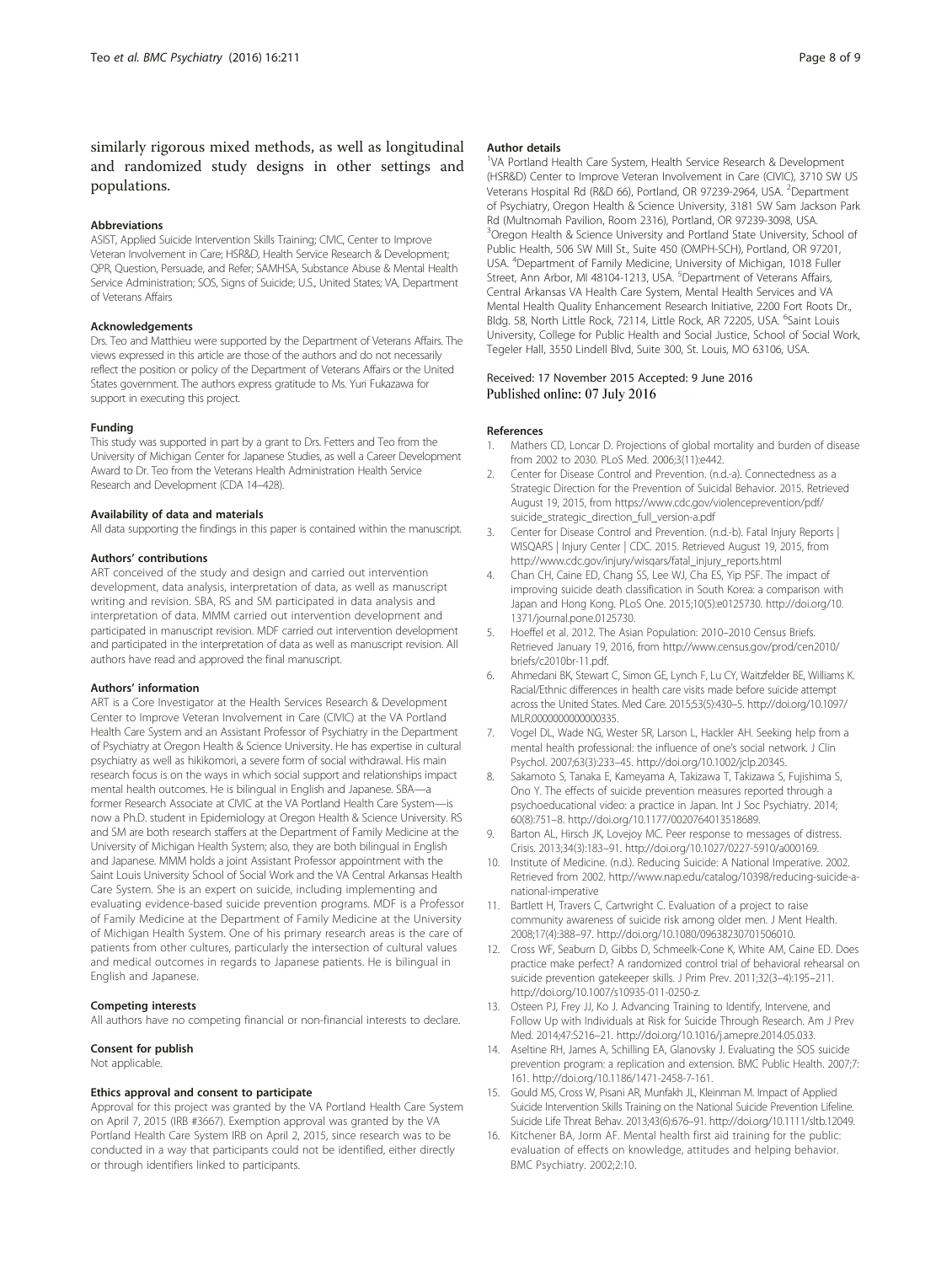similarly rigorous mixed methods, as well as longitudinal and randomized study designs in other settings and populations.

### Abbreviations

ASIST, Applied Suicide Intervention Skills Training; CIVIC, Center to Improve Veteran Involvement in Care; HSR&D, Health Service Research & Development; QPR, Question, Persuade, and Refer; SAMHSA, Substance Abuse & Mental Health Service Administration; SOS, Signs of Suicide; U.S., United States; VA, Department of Veterans Affairs

### Acknowledgements

Drs. Teo and Matthieu were supported by the Department of Veterans Affairs. The views expressed in this article are those of the authors and do not necessarily reflect the position or policy of the Department of Veterans Affairs or the United States government. The authors express gratitude to Ms. Yuri Fukazawa for support in executing this project.

### Funding

This study was supported in part by a grant to Drs. Fetters and Teo from the University of Michigan Center for Japanese Studies, as well a Career Development Award to Dr. Teo from the Veterans Health Administration Health Service Research and Development (CDA 14–428).

### Availability of data and materials

All data supporting the findings in this paper is contained within the manuscript.

### Authors' contributions

ART conceived of the study and design and carried out intervention development, data analysis, interpretation of data, as well as manuscript writing and revision. SBA, RS and SM participated in data analysis and interpretation of data. MMM carried out intervention development and participated in manuscript revision. MDF carried out intervention development and participated in the interpretation of data as well as manuscript revision. All authors have read and approved the final manuscript.

### Authors' information

ART is a Core Investigator at the Health Services Research & Development Center to Improve Veteran Involvement in Care (CIVIC) at the VA Portland Health Care System and an Assistant Professor of Psychiatry in the Department of Psychiatry at Oregon Health & Science University. He has expertise in cultural psychiatry as well as hikikomori, a severe form of social withdrawal. His main research focus is on the ways in which social support and relationships impact mental health outcomes. He is bilingual in English and Japanese. SBA—a former Research Associate at CIVIC at the VA Portland Health Care System—is now a Ph.D. student in Epidemiology at Oregon Health & Science University. RS and SM are both research staffers at the Department of Family Medicine at the University of Michigan Health System; also, they are both bilingual in English and Japanese. MMM holds a joint Assistant Professor appointment with the Saint Louis University School of Social Work and the VA Central Arkansas Health Care System. She is an expert on suicide, including implementing and evaluating evidence-based suicide prevention programs. MDF is a Professor of Family Medicine at the Department of Family Medicine at the University of Michigan Health System. One of his primary research areas is the care of patients from other cultures, particularly the intersection of cultural values and medical outcomes in regards to Japanese patients. He is bilingual in English and Japanese.

### Competing interests

All authors have no competing financial or non-financial interests to declare.

### Consent for publish

Not applicable.

### Ethics approval and consent to participate

Approval for this project was granted by the VA Portland Health Care System on April 7, 2015 (IRB #3667). Exemption approval was granted by the VA Portland Health Care System IRB on April 2, 2015, since research was to be conducted in a way that participants could not be identified, either directly or through identifiers linked to participants.

### Author details

[1]VA Portland Health Care System, Health Service Research & Development (HSR&D) Center to Improve Veteran Involvement in Care (CIVIC), 3710 SW US Veterans Hospital Rd (R&D 66), Portland, OR 97239-2964, USA. [2]Department of Psychiatry, Oregon Health & Science University, 3181 SW Sam Jackson Park Rd (Multnomah Pavilion, Room 2316), Portland, OR 97239-3098, USA. [3]Oregon Health & Science University and Portland State University, School of Public Health, 506 SW Mill St., Suite 450 (OMPH-SCH), Portland, OR 97201, USA. [4]Department of Family Medicine, University of Michigan, 1018 Fuller Street, Ann Arbor, MI 48104-1213, USA. [5]Department of Veterans Affairs, Central Arkansas VA Health Care System, Mental Health Services and VA Mental Health Quality Enhancement Research Initiative, 2200 Fort Roots Dr., Bldg. 58, North Little Rock, 72114, Little Rock, AR 72205, USA. [6]Saint Louis University, College for Public Health and Social Justice, School of Social Work, Tegeler Hall, 3550 Lindell Blvd, Suite 300, St. Louis, MO 63106, USA.

Received: 17 November 2015 Accepted: 9 June 2016
Published online: 07 July 2016

### References

1. Mathers CD, Loncar D. Projections of global mortality and burden of disease from 2002 to 2030. PLoS Med. 2006;3(11):e442.
2. Center for Disease Control and Prevention. (n.d.-a). Connectedness as a Strategic Direction for the Prevention of Suicidal Behavior. 2015. Retrieved August 19, 2015, from https://www.cdc.gov/violenceprevention/pdf/suicide_strategic_direction_full_version-a.pdf
3. Center for Disease Control and Prevention. (n.d.-b). Fatal Injury Reports | WISQARS | Injury Center | CDC. 2015. Retrieved August 19, 2015, from http://www.cdc.gov/injury/wisqars/fatal_injury_reports.html
4. Chan CH, Caine ED, Chang SS, Lee WJ, Cha ES, Yip PSF. The impact of improving suicide death classification in South Korea: a comparison with Japan and Hong Kong. PLoS One. 2015;10(5):e0125730. http://doi.org/10.1371/journal.pone.0125730.
5. Hoeffel et al. 2012. The Asian Population: 2010–2010 Census Briefs. Retrieved January 19, 2016, from http://www.census.gov/prod/cen2010/briefs/c2010br-11.pdf.
6. Ahmedani BK, Stewart C, Simon GE, Lynch F, Lu CY, Waitzfelder BE, Williams K. Racial/Ethnic differences in health care visits made before suicide attempt across the United States. Med Care. 2015;53(5):430–5. http://doi.org/10.1097/MLR.0000000000000335.
7. Vogel DL, Wade NG, Wester SR, Larson L, Hackler AH. Seeking help from a mental health professional: the influence of one's social network. J Clin Psychol. 2007;63(3):233–45. http://doi.org/10.1002/jclp.20345.
8. Sakamoto S, Tanaka E, Kameyama A, Takizawa T, Takizawa S, Fujishima S, Ono Y. The effects of suicide prevention measures reported through a psychoeducational video: a practice in Japan. Int J Soc Psychiatry. 2014;60(8):751–8. http://doi.org/10.1177/0020764013518689.
9. Barton AL, Hirsch JK, Lovejoy MC. Peer response to messages of distress. Crisis. 2013;34(3):183–91. http://doi.org/10.1027/0227-5910/a000169.
10. Institute of Medicine. (n.d.). Reducing Suicide: A National Imperative. 2002. Retrieved from 2002. http://www.nap.edu/catalog/10398/reducing-suicide-a-national-imperative
11. Bartlett H, Travers C, Cartwright C. Evaluation of a project to raise community awareness of suicide risk among older men. J Ment Health. 2008;17(4):388–97. http://doi.org/10.1080/09638230701506010.
12. Cross WF, Seaburn D, Gibbs D, Schmeelk-Cone K, White AM, Caine ED. Does practice make perfect? A randomized control trial of behavioral rehearsal on suicide prevention gatekeeper skills. J Prim Prev. 2011;32(3–4):195–211. http://doi.org/10.1007/s10935-011-0250-z.
13. Osteen PJ, Frey JJ, Ko J. Advancing Training to Identify, Intervene, and Follow Up with Individuals at Risk for Suicide Through Research. Am J Prev Med. 2014;47:S216–21. http://doi.org/10.1016/j.amepre.2014.05.033.
14. Aseltine RH, James A, Schilling EA, Glanovsky J. Evaluating the SOS suicide prevention program: a replication and extension. BMC Public Health. 2007;7:161. http://doi.org/10.1186/1471-2458-7-161.
15. Gould MS, Cross W, Pisani AR, Munfakh JL, Kleinman M. Impact of Applied Suicide Intervention Skills Training on the National Suicide Prevention Lifeline. Suicide Life Threat Behav. 2013;43(6):676–91. http://doi.org/10.1111/sltb.12049.
16. Kitchener BA, Jorm AF. Mental health first aid training for the public: evaluation of effects on knowledge, attitudes and helping behavior. BMC Psychiatry. 2002;2:10.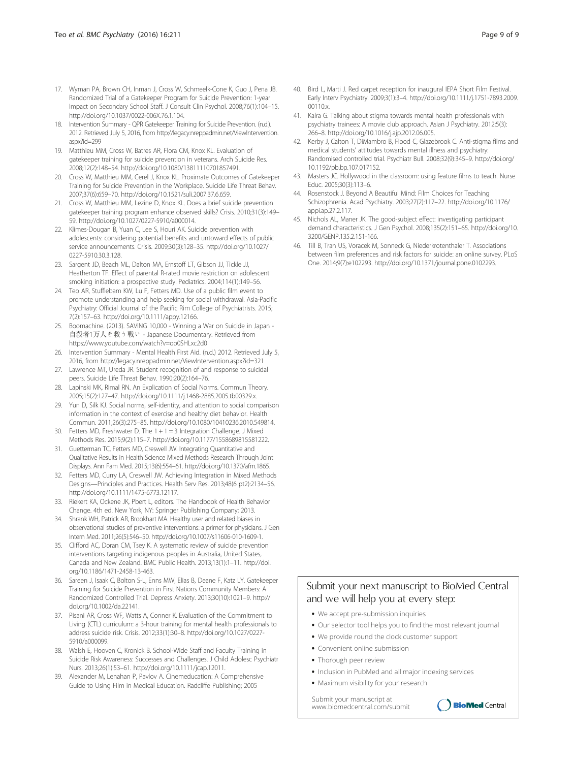17. Wyman PA, Brown CH, Inman J, Cross W, Schmeelk-Cone K, Guo J, Pena JB. Randomized Trial of a Gatekeeper Program for Suicide Prevention: 1-year Impact on Secondary School Staff. J Consult Clin Psychol. 2008;76(1):104–15. http://doi.org/10.1037/0022-006X.76.1.104.
18. Intervention Summary - QPR Gatekeeper Training for Suicide Prevention. (n.d.). 2012. Retrieved July 5, 2016, from http://legacy.nreppadmin.net/ViewIntervention.aspx?id=299
19. Matthieu MM, Cross W, Batres AR, Flora CM, Knox KL. Evaluation of gatekeeper training for suicide prevention in veterans. Arch Suicide Res. 2008;12(2):148–54. http://doi.org/10.1080/13811110701857491.
20. Cross W, Matthieu MM, Cerel J, Knox KL. Proximate Outcomes of Gatekeeper Training for Suicide Prevention in the Workplace. Suicide Life Threat Behav. 2007;37(6):659–70. http://doi.org/10.1521/suli.2007.37.6.659.
21. Cross W, Matthieu MM, Lezine D, Knox KL. Does a brief suicide prevention gatekeeper training program enhance observed skills? Crisis. 2010;31(3):149–59. http://doi.org/10.1027/0227-5910/a000014.
22. Klimes-Dougan B, Yuan C, Lee S, Houri AK. Suicide prevention with adolescents: considering potential benefits and untoward effects of public service announcements. Crisis. 2009;30(3):128–35. http://doi.org/10.1027/0227-5910.30.3.128.
23. Sargent JD, Beach ML, Dalton MA, Ernstoff LT, Gibson JJ, Tickle JJ, Heatherton TF. Effect of parental R-rated movie restriction on adolescent smoking initiation: a prospective study. Pediatrics. 2004;114(1):149–56.
24. Teo AR, Stufflebam KW, Lu F, Fetters MD. Use of a public film event to promote understanding and help seeking for social withdrawal. Asia-Pacific Psychiatry: Official Journal of the Pacific Rim College of Psychiatrists. 2015; 7(2):157–63. http://doi.org/10.1111/appy.12166.
25. Boomachine. (2013). SAVING 10,000 - Winning a War on Suicide in Japan - 自殺者1万人を救う戦い - Japanese Documentary. Retrieved from https://www.youtube.com/watch?v=oo0SHLxc2d0
26. Intervention Summary - Mental Health First Aid. (n.d.) 2012. Retrieved July 5, 2016, from http://legacy.nreppadmin.net/ViewIntervention.aspx?id=321
27. Lawrence MT, Ureda JR. Student recognition of and response to suicidal peers. Suicide Life Threat Behav. 1990;20(2):164–76.
28. Lapinski MK, Rimal RN. An Explication of Social Norms. Commun Theory. 2005;15(2):127–47. http://doi.org/10.1111/j.1468-2885.2005.tb00329.x.
29. Yun D, Silk KJ. Social norms, self-identity, and attention to social comparison information in the context of exercise and healthy diet behavior. Health Commun. 2011;26(3):275–85. http://doi.org/10.1080/10410236.2010.549814.
30. Fetters MD, Freshwater D. The 1 + 1 = 3 Integration Challenge. J Mixed Methods Res. 2015;9(2):115–7. http://doi.org/10.1177/1558689815581222.
31. Guetterman TC, Fetters MD, Creswell JW. Integrating Quantitative and Qualitative Results in Health Science Mixed Methods Research Through Joint Displays. Ann Fam Med. 2015;13(6):554–61. http://doi.org/10.1370/afm.1865.
32. Fetters MD, Curry LA, Creswell JW. Achieving Integration in Mixed Methods Designs—Principles and Practices. Health Serv Res. 2013;48(6 pt2):2134–56. http://doi.org/10.1111/1475-6773.12117.
33. Riekert KA, Ockene JK, Pbert L, editors. The Handbook of Health Behavior Change. 4th ed. New York, NY: Springer Publishing Company; 2013.
34. Shrank WH, Patrick AR, Brookhart MA. Healthy user and related biases in observational studies of preventive interventions: a primer for physicians. J Gen Intern Med. 2011;26(5):546–50. http://doi.org/10.1007/s11606-010-1609-1.
35. Clifford AC, Doran CM, Tsey K. A systematic review of suicide prevention interventions targeting indigenous peoples in Australia, United States, Canada and New Zealand. BMC Public Health. 2013;13(1):1–11. http://doi.org/10.1186/1471-2458-13-463.
36. Sareen J, Isaak C, Bolton S-L, Enns MW, Elias B, Deane F, Katz LY. Gatekeeper Training for Suicide Prevention in First Nations Community Members: A Randomized Controlled Trial. Depress Anxiety. 2013;30(10):1021–9. http://doi.org/10.1002/da.22141.
37. Pisani AR, Cross WF, Watts A, Conner K. Evaluation of the Commitment to Living (CTL) curriculum: a 3-hour training for mental health professionals to address suicide risk. Crisis. 2012;33(1):30–8. http://doi.org/10.1027/0227-5910/a000099.
38. Walsh E, Hooven C, Kronick B. School-Wide Staff and Faculty Training in Suicide Risk Awareness: Successes and Challenges. J Child Adolesc Psychiatr Nurs. 2013;26(1):53–61. http://doi.org/10.1111/jcap.12011.
39. Alexander M, Lenahan P, Pavlov A. Cinemeducation: A Comprehensive Guide to Using Film in Medical Education. Radcliffe Publishing; 2005
40. Bird L, Marti J. Red carpet reception for inaugural IEPA Short Film Festival. Early Interv Psychiatry. 2009;3(1):3–4. http://doi.org/10.1111/j.1751-7893.2009.00110.x.
41. Kalra G. Talking about stigma towards mental health professionals with psychiatry trainees: A movie club approach. Asian J Psychiatry. 2012;5(3):266–8. http://doi.org/10.1016/j.ajp.2012.06.005.
42. Kerby J, Calton T, DiMambro B, Flood C, Glazebrook C. Anti-stigma films and medical students' attitudes towards mental illness and psychiatry: Randomised controlled trial. Psychiatr Bull. 2008;32(9):345–9. http://doi.org/10.1192/pb.bp.107.017152.
43. Masters JC. Hollywood in the classroom: using feature films to teach. Nurse Educ. 2005;30(3):113–6.
44. Rosenstock J. Beyond A Beautiful Mind: Film Choices for Teaching Schizophrenia. Acad Psychiatry. 2003;27(2):117–22. http://doi.org/10.1176/appi.ap.27.2.117.
45. Nichols AL, Maner JK. The good-subject effect: investigating participant demand characteristics. J Gen Psychol. 2008;135(2):151–65. http://doi.org/10.3200/GENP.135.2.151-166.
46. Till B, Tran US, Voracek M, Sonneck G, Niederkrotenthaler T. Associations between film preferences and risk factors for suicide: an online survey. PLoS One. 2014;9(7):e102293. http://doi.org/10.1371/journal.pone.0102293.

Submit your next manuscript to BioMed Central and we will help you at every step:

- We accept pre-submission inquiries
- Our selector tool helps you to find the most relevant journal
- We provide round the clock customer support
- Convenient online submission
- Thorough peer review
- Inclusion in PubMed and all major indexing services
- Maximum visibility for your research

Submit your manuscript at
www.biomedcentral.com/submit

BioMed Central